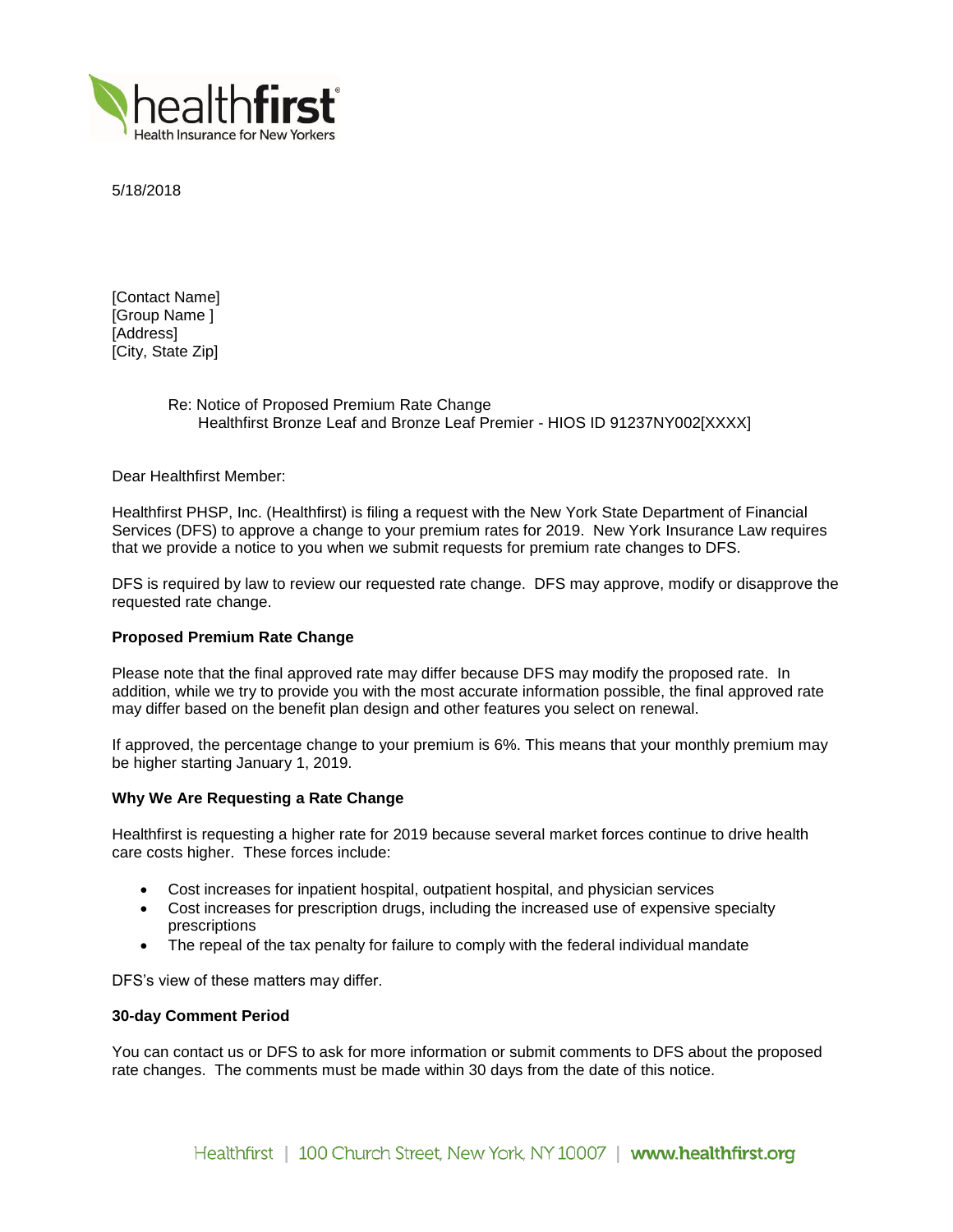5/18/2018

[Contact Name]
[Group Name ]
[Address]
[City, State Zip]

Re: Notice of Proposed Premium Rate Change
Healthfirst Bronze Leaf and Bronze Leaf Premier - HIOS ID 91237NY002[XXXX]

Dear Healthfirst Member:

Healthfirst PHSP, Inc. (Healthfirst) is filing a request with the New York State Department of Financial Services (DFS) to approve a change to your premium rates for 2019. New York Insurance Law requires that we provide a notice to you when we submit requests for premium rate changes to DFS.

DFS is required by law to review our requested rate change. DFS may approve, modify or disapprove the requested rate change.

**Proposed Premium Rate Change**

Please note that the final approved rate may differ because DFS may modify the proposed rate. In addition, while we try to provide you with the most accurate information possible, the final approved rate may differ based on the benefit plan design and other features you select on renewal.

If approved, the percentage change to your premium is 6%. This means that your monthly premium may be higher starting January 1, 2019.

**Why We Are Requesting a Rate Change**

Healthfirst is requesting a higher rate for 2019 because several market forces continue to drive health care costs higher. These forces include:

- Cost increases for inpatient hospital, outpatient hospital, and physician services
- Cost increases for prescription drugs, including the increased use of expensive specialty prescriptions
- The repeal of the tax penalty for failure to comply with the federal individual mandate

DFS's view of these matters may differ.

**30-day Comment Period**

You can contact us or DFS to ask for more information or submit comments to DFS about the proposed rate changes. The comments must be made within 30 days from the date of this notice.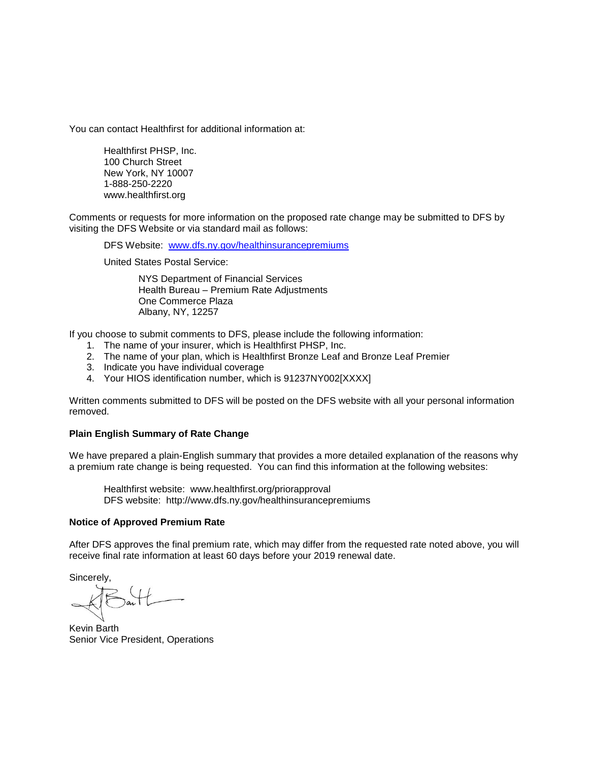You can contact Healthfirst for additional information at:

Healthfirst PHSP, Inc.
100 Church Street
New York, NY 10007
1-888-250-2220
www.healthfirst.org

Comments or requests for more information on the proposed rate change may be submitted to DFS by visiting the DFS Website or via standard mail as follows:

DFS Website: www.dfs.ny.gov/healthinsurancepremiums

United States Postal Service:

NYS Department of Financial Services
Health Bureau – Premium Rate Adjustments
One Commerce Plaza
Albany, NY, 12257

If you choose to submit comments to DFS, please include the following information:

1. The name of your insurer, which is Healthfirst PHSP, Inc.
2. The name of your plan, which is Healthfirst Bronze Leaf and Bronze Leaf Premier
3. Indicate you have individual coverage
4. Your HIOS identification number, which is 91237NY002[XXXX]

Written comments submitted to DFS will be posted on the DFS website with all your personal information removed.

**Plain English Summary of Rate Change**

We have prepared a plain-English summary that provides a more detailed explanation of the reasons why a premium rate change is being requested. You can find this information at the following websites:

Healthfirst website: www.healthfirst.org/priorapproval
DFS website: http://www.dfs.ny.gov/healthinsurancepremiums

**Notice of Approved Premium Rate**

After DFS approves the final premium rate, which may differ from the requested rate noted above, you will receive final rate information at least 60 days before your 2019 renewal date.

Sincerely,

Kevin Barth
Senior Vice President, Operations